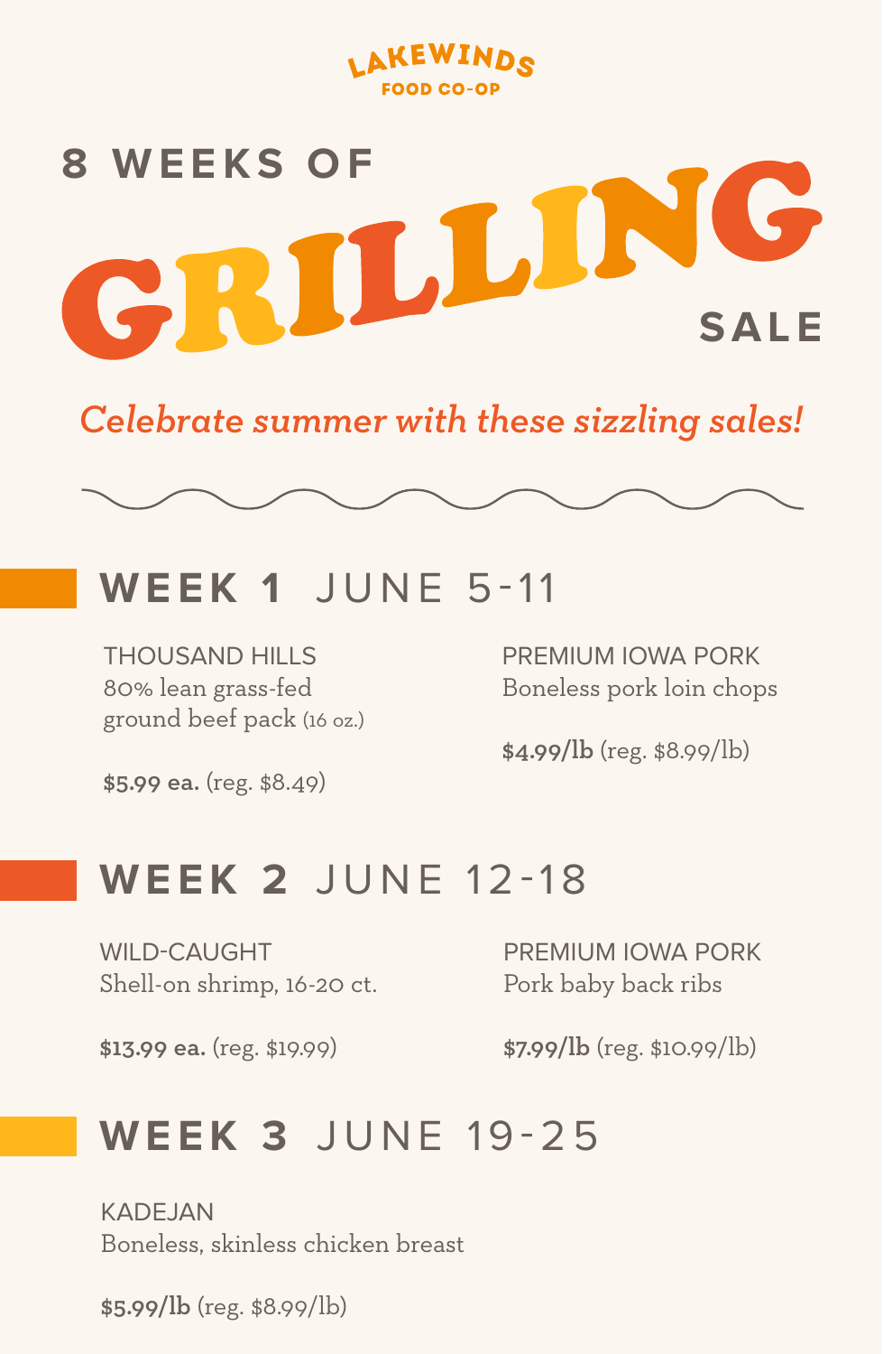LAKEWINDS
FOOD CO-OP

# 8 WEEKS OF GRILLING SALE

*Celebrate summer with these sizzling sales!*

## WEEK 1 JUNE 5-11

THOUSAND HILLS
80% lean grass-fed ground beef pack (16 oz.)

**$5.99 ea.** (reg. $8.49)

PREMIUM IOWA PORK
Boneless pork loin chops

**$4.99/lb** (reg. $8.99/lb)

## WEEK 2 JUNE 12-18

WILD-CAUGHT
Shell-on shrimp, 16-20 ct.

**$13.99 ea.** (reg. $19.99)

PREMIUM IOWA PORK
Pork baby back ribs

**$7.99/lb** (reg. $10.99/lb)

## WEEK 3 JUNE 19-25

KADEJAN
Boneless, skinless chicken breast

**$5.99/lb** (reg. $8.99/lb)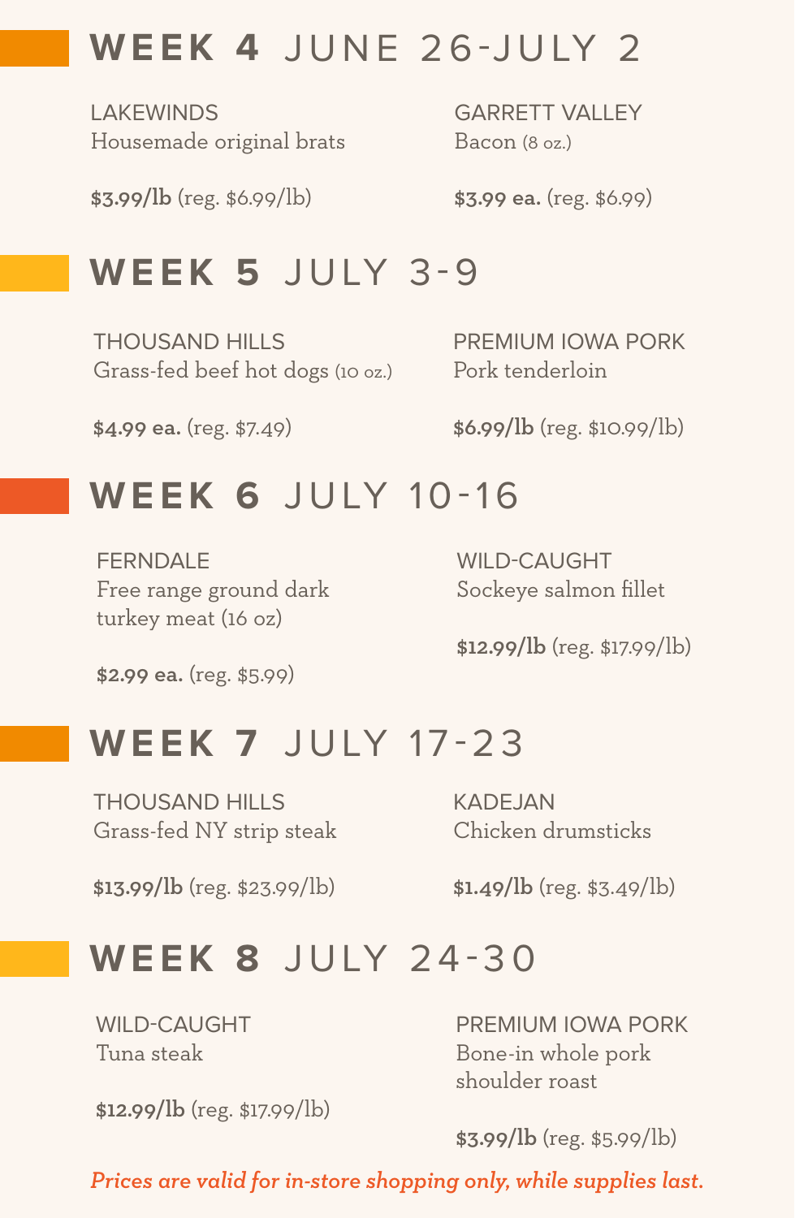## WEEK 4 JUNE 26-JULY 2

LAKEWINDS
Housemade original brats

**$3.99/lb** (reg. $6.99/lb)

GARRETT VALLEY
Bacon (8 oz.)

**$3.99 ea.** (reg. $6.99)

## WEEK 5 JULY 3-9

THOUSAND HILLS
Grass-fed beef hot dogs (10 oz.)

**$4.99 ea.** (reg. $7.49)

PREMIUM IOWA PORK
Pork tenderloin

**$6.99/lb** (reg. $10.99/lb)

## WEEK 6 JULY 10-16

FERNDALE
Free range ground dark turkey meat (16 oz)

**$2.99 ea.** (reg. $5.99)

WILD-CAUGHT
Sockeye salmon fillet

**$12.99/lb** (reg. $17.99/lb)

## WEEK 7 JULY 17-23

THOUSAND HILLS
Grass-fed NY strip steak

**$13.99/lb** (reg. $23.99/lb)

KADEJAN
Chicken drumsticks

**$1.49/lb** (reg. $3.49/lb)

## WEEK 8 JULY 24-30

WILD-CAUGHT
Tuna steak

**$12.99/lb** (reg. $17.99/lb)

PREMIUM IOWA PORK
Bone-in whole pork shoulder roast

**$3.99/lb** (reg. $5.99/lb)

*Prices are valid for in-store shopping only, while supplies last.*